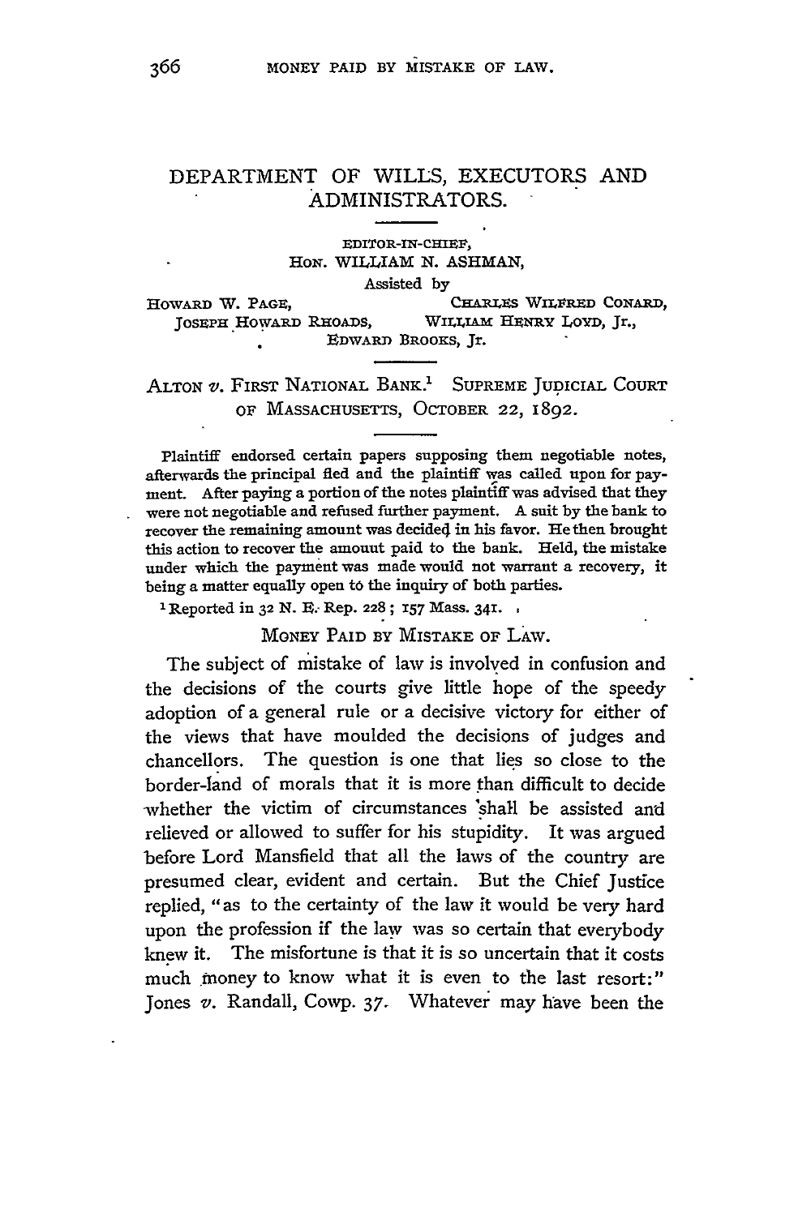# DEPARTMENT OF WILLS, EXECUTORS AND ADMINISTRATORS.

EDITOR-IN-CHIEF,
HON. WILLIAM N. ASHMAN,
Assisted by

HOWARD W. PAGE, CHARLES WILFRED CONARD,
JOSEPH HOWARD RHOADS, WILLIAM HENRY LOYD, Jr.,
EDWARD BROOKS, Jr.

---

## ALTON *v.* FIRST NATIONAL BANK.[1] SUPREME JUDICIAL COURT OF MASSACHUSETTS, OCTOBER 22, 1892.

---

Plaintiff endorsed certain papers supposing them negotiable notes, afterwards the principal fled and the plaintiff was called upon for payment. After paying a portion of the notes plaintiff was advised that they were not negotiable and refused further payment. A suit by the bank to recover the remaining amount was decided in his favor. He then brought this action to recover the amount paid to the bank. Held, the mistake under which the payment was made would not warrant a recovery, it being a matter equally open to the inquiry of both parties.

[1] Reported in 32 N. E. Rep. 228; 157 Mass. 341.

### MONEY PAID BY MISTAKE OF LAW.

The subject of mistake of law is involved in confusion and the decisions of the courts give little hope of the speedy adoption of a general rule or a decisive victory for either of the views that have moulded the decisions of judges and chancellors. The question is one that lies so close to the border-land of morals that it is more than difficult to decide whether the victim of circumstances shall be assisted and relieved or allowed to suffer for his stupidity. It was argued before Lord Mansfield that all the laws of the country are presumed clear, evident and certain. But the Chief Justice replied, "as to the certainty of the law it would be very hard upon the profession if the law was so certain that everybody knew it. The misfortune is that it is so uncertain that it costs much money to know what it is even to the last resort:" Jones *v.* Randall, Cowp. 37. Whatever may have been the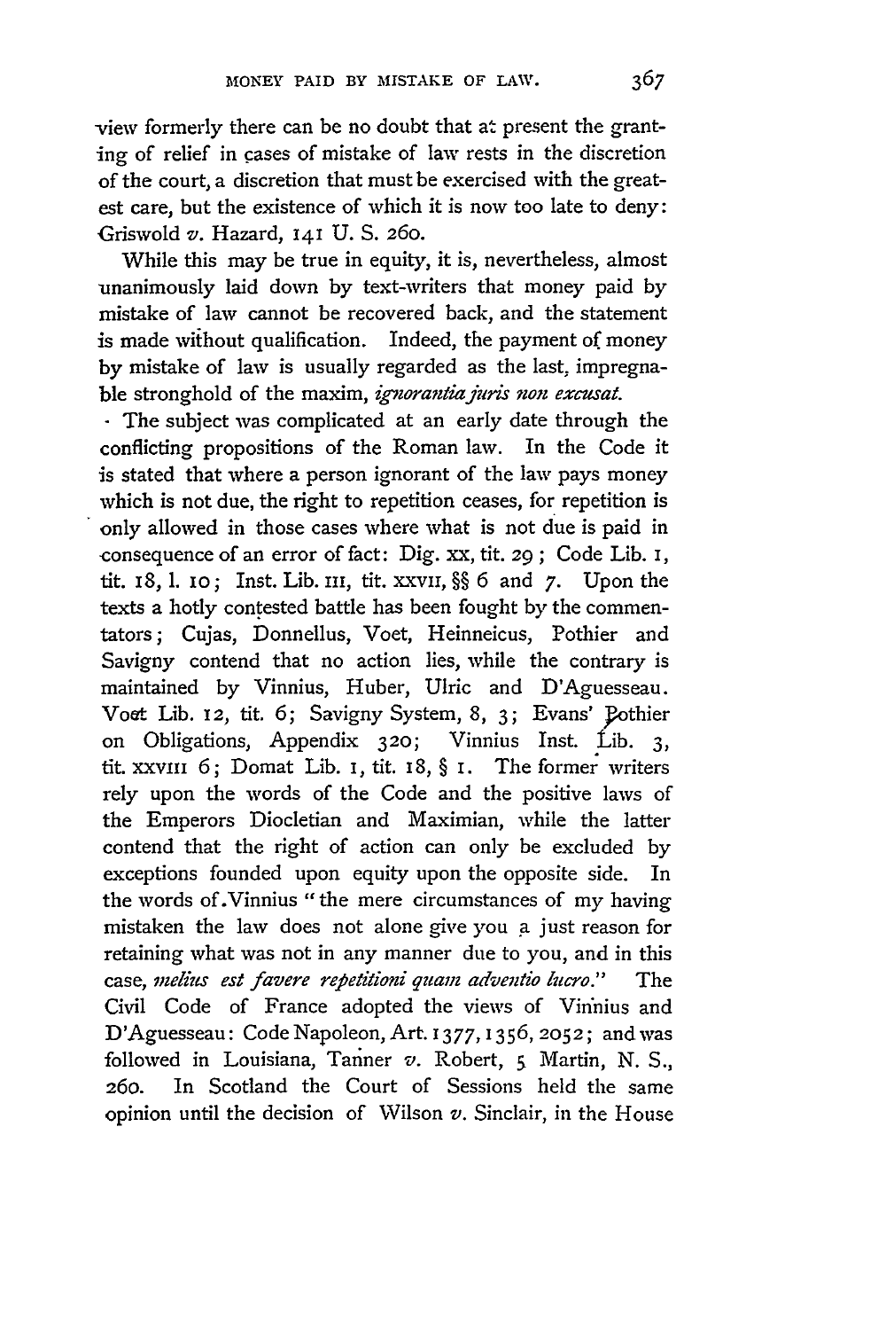view formerly there can be no doubt that at present the granting of relief in cases of mistake of law rests in the discretion of the court, a discretion that must be exercised with the greatest care, but the existence of which it is now too late to deny: Griswold *v.* Hazard, 141 U. S. 260.

While this may be true in equity, it is, nevertheless, almost unanimously laid down by text-writers that money paid by mistake of law cannot be recovered back, and the statement is made without qualification. Indeed, the payment of money by mistake of law is usually regarded as the last, impregnable stronghold of the maxim, *ignorantia juris non excusat.*

The subject was complicated at an early date through the conflicting propositions of the Roman law. In the Code it is stated that where a person ignorant of the law pays money which is not due, the right to repetition ceases, for repetition is only allowed in those cases where what is not due is paid in consequence of an error of fact: Dig. xx, tit. 29; Code Lib. 1, tit. 18, l. 10; Inst. Lib. III, tit. XXVII, §§ 6 and 7. Upon the texts a hotly contested battle has been fought by the commentators; Cujas, Donnellus, Voet, Heinneicus, Pothier and Savigny contend that no action lies, while the contrary is maintained by Vinnius, Huber, Ulric and D'Aguesseau. Voet Lib. 12, tit. 6; Savigny System, 8, 3; Evans' Pothier on Obligations, Appendix 320; Vinnius Inst. Lib. 3, tit. XXVIII 6; Domat Lib. 1, tit. 18, § 1. The former writers rely upon the words of the Code and the positive laws of the Emperors Diocletian and Maximian, while the latter contend that the right of action can only be excluded by exceptions founded upon equity upon the opposite side. In the words of Vinnius "the mere circumstances of my having mistaken the law does not alone give you a just reason for retaining what was not in any manner due to you, and in this case, *melius est favere repetitioni quam adventio lucro.*" The Civil Code of France adopted the views of Vinnius and D'Aguesseau: Code Napoleon, Art. 1377, 1356, 2052; and was followed in Louisiana, Tanner *v.* Robert, 5 Martin, N. S., 260. In Scotland the Court of Sessions held the same opinion until the decision of Wilson *v.* Sinclair, in the House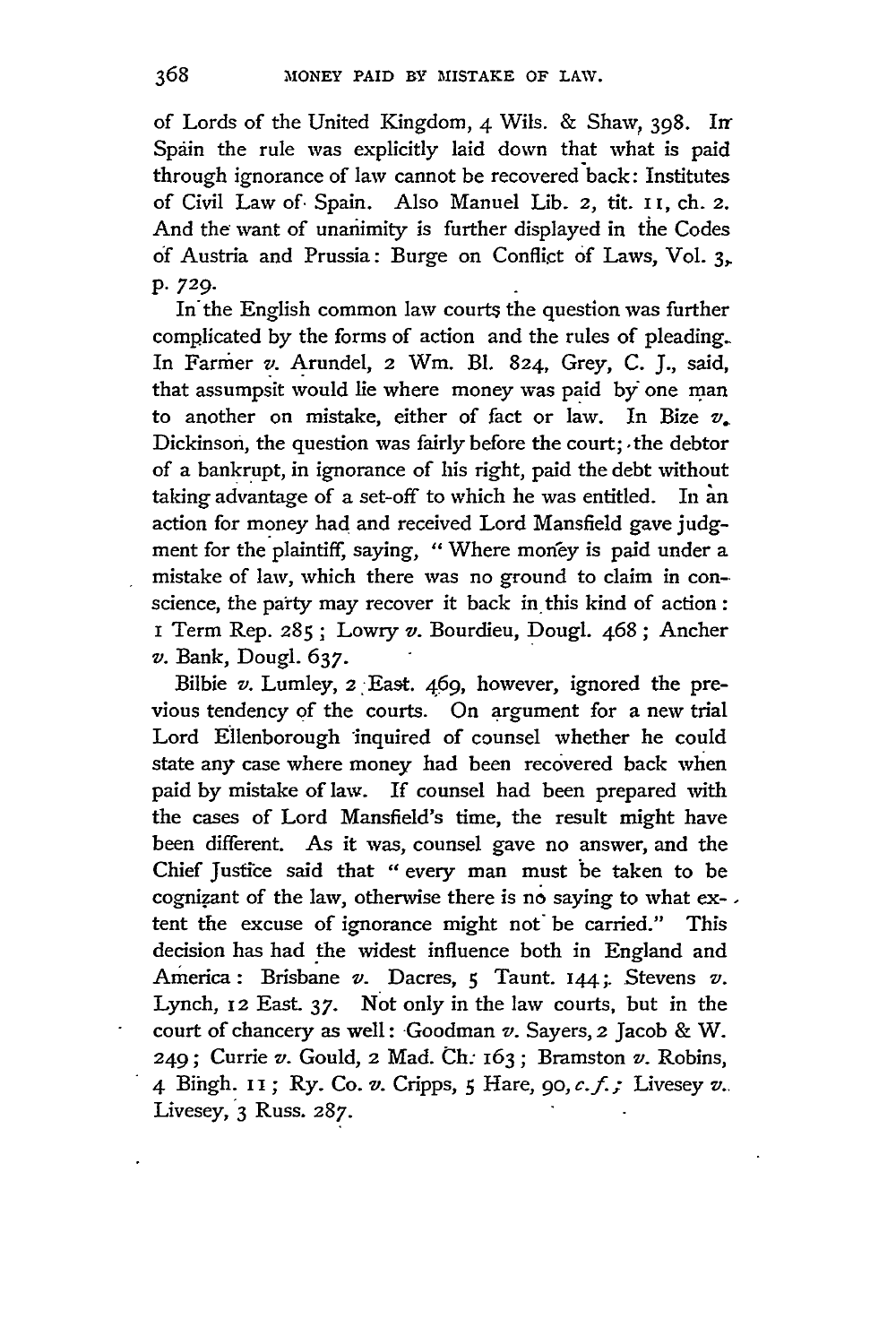of Lords of the United Kingdom, 4 Wils. & Shaw, 398. In Spain the rule was explicitly laid down that what is paid through ignorance of law cannot be recovered back: Institutes of Civil Law of Spain. Also Manuel Lib. 2, tit. 11, ch. 2. And the want of unanimity is further displayed in the Codes of Austria and Prussia: Burge on Conflict of Laws, Vol. 3, p. 729.

In the English common law courts the question was further complicated by the forms of action and the rules of pleading. In Farmer *v.* Arundel, 2 Wm. Bl. 824, Grey, C. J., said, that assumpsit would lie where money was paid by one man to another on mistake, either of fact or law. In Bize *v.* Dickinson, the question was fairly before the court; the debtor of a bankrupt, in ignorance of his right, paid the debt without taking advantage of a set-off to which he was entitled. In an action for money had and received Lord Mansfield gave judgment for the plaintiff, saying, "Where money is paid under a mistake of law, which there was no ground to claim in conscience, the party may recover it back in this kind of action: 1 Term Rep. 285; Lowry *v.* Bourdieu, Dougl. 468; Ancher *v.* Bank, Dougl. 637.

Bilbie *v.* Lumley, 2 East. 469, however, ignored the previous tendency of the courts. On argument for a new trial Lord Ellenborough inquired of counsel whether he could state any case where money had been recovered back when paid by mistake of law. If counsel had been prepared with the cases of Lord Mansfield's time, the result might have been different. As it was, counsel gave no answer, and the Chief Justice said that "every man must be taken to be cognizant of the law, otherwise there is no saying to what extent the excuse of ignorance might not be carried." This decision has had the widest influence both in England and America: Brisbane *v.* Dacres, 5 Taunt. 144; Stevens *v.* Lynch, 12 East. 37. Not only in the law courts, but in the court of chancery as well: Goodman *v.* Sayers, 2 Jacob & W. 249; Currie *v.* Gould, 2 Mad. Ch. 163; Bramston *v.* Robins, 4 Bingh. 11; Ry. Co. *v.* Cripps, 5 Hare, 90, *c. f.*; Livesey *v.* Livesey, 3 Russ. 287.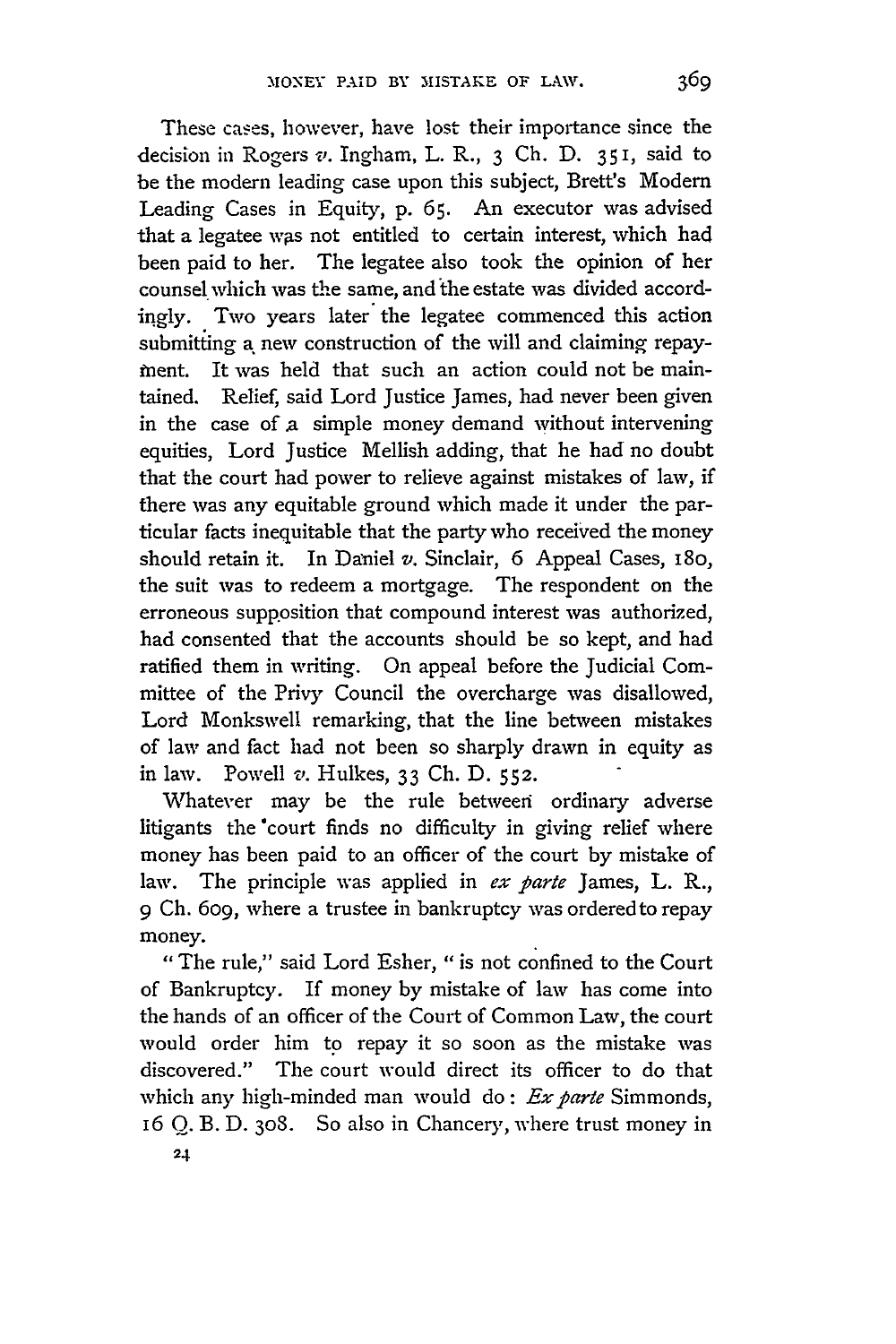These cases, however, have lost their importance since the decision in Rogers *v.* Ingham, L. R., 3 Ch. D. 351, said to be the modern leading case upon this subject, Brett's Modern Leading Cases in Equity, p. 65. An executor was advised that a legatee was not entitled to certain interest, which had been paid to her. The legatee also took the opinion of her counsel which was the same, and the estate was divided accordingly. Two years later the legatee commenced this action submitting a new construction of the will and claiming repayment. It was held that such an action could not be maintained. Relief, said Lord Justice James, had never been given in the case of a simple money demand without intervening equities, Lord Justice Mellish adding, that he had no doubt that the court had power to relieve against mistakes of law, if there was any equitable ground which made it under the particular facts inequitable that the party who received the money should retain it. In Daniel *v.* Sinclair, 6 Appeal Cases, 180, the suit was to redeem a mortgage. The respondent on the erroneous supposition that compound interest was authorized, had consented that the accounts should be so kept, and had ratified them in writing. On appeal before the Judicial Committee of the Privy Council the overcharge was disallowed, Lord Monkswell remarking, that the line between mistakes of law and fact had not been so sharply drawn in equity as in law. Powell *v.* Hulkes, 33 Ch. D. 552.

Whatever may be the rule between ordinary adverse litigants the court finds no difficulty in giving relief where money has been paid to an officer of the court by mistake of law. The principle was applied in *ex parte* James, L. R., 9 Ch. 609, where a trustee in bankruptcy was ordered to repay money.

"The rule," said Lord Esher, "is not confined to the Court of Bankruptcy. If money by mistake of law has come into the hands of an officer of the Court of Common Law, the court would order him to repay it so soon as the mistake was discovered." The court would direct its officer to do that which any high-minded man would do: *Ex parte* Simmonds, 16 Q. B. D. 308. So also in Chancery, where trust money in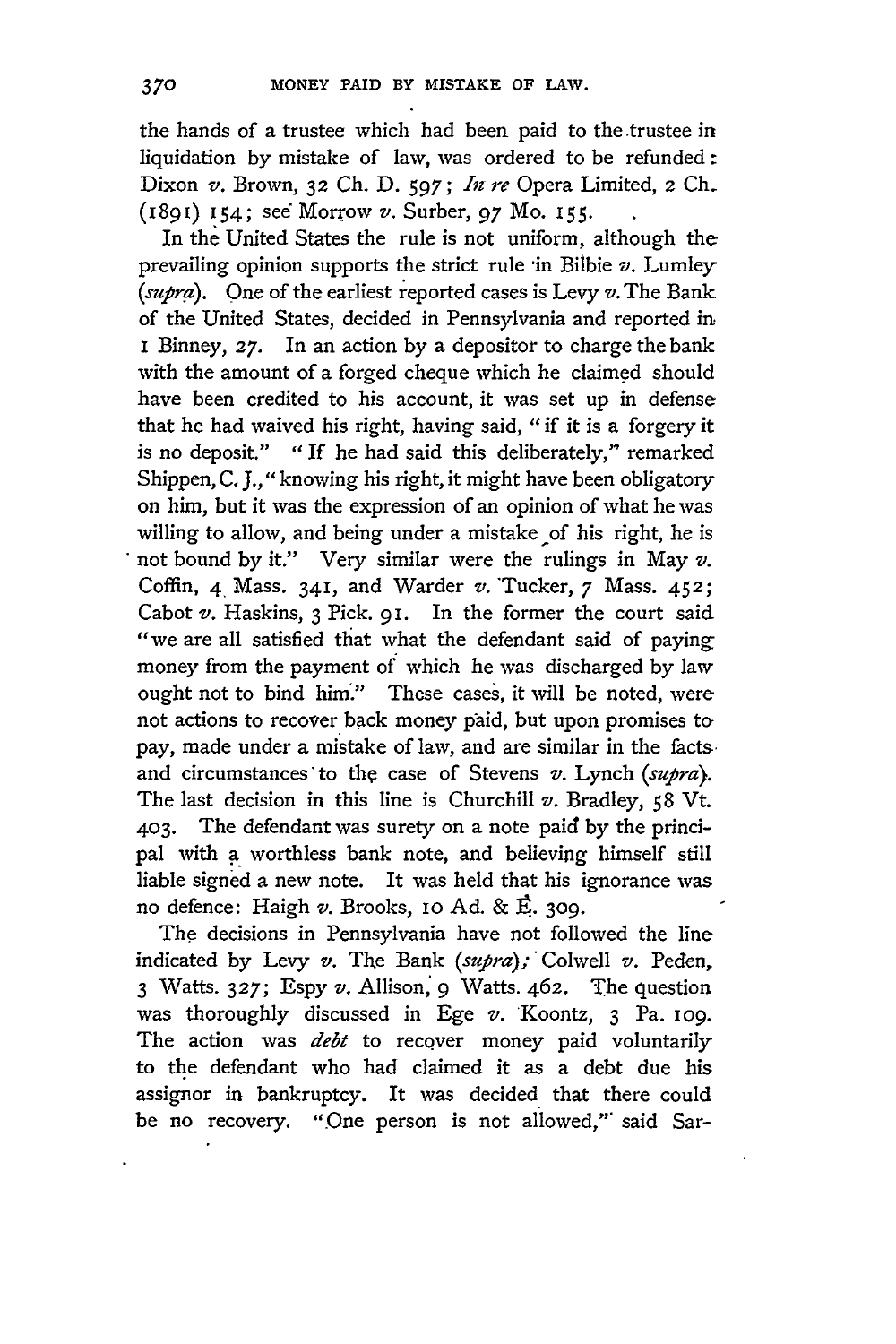the hands of a trustee which had been paid to the trustee in liquidation by mistake of law, was ordered to be refunded: Dixon *v.* Brown, 32 Ch. D. 597; *In re* Opera Limited, 2 Ch. (1891) 154; see Morrow *v.* Surber, 97 Mo. 155.

In the United States the rule is not uniform, although the prevailing opinion supports the strict rule in Bilbie *v.* Lumley (*supra*). One of the earliest reported cases is Levy *v.* The Bank of the United States, decided in Pennsylvania and reported in 1 Binney, 27. In an action by a depositor to charge the bank with the amount of a forged cheque which he claimed should have been credited to his account, it was set up in defense that he had waived his right, having said, "if it is a forgery it is no deposit." "If he had said this deliberately," remarked Shippen, C. J., "knowing his right, it might have been obligatory on him, but it was the expression of an opinion of what he was willing to allow, and being under a mistake of his right, he is not bound by it." Very similar were the rulings in May *v.* Coffin, 4 Mass. 341, and Warder *v.* Tucker, 7 Mass. 452; Cabot *v.* Haskins, 3 Pick. 91. In the former the court said "we are all satisfied that what the defendant said of paying money from the payment of which he was discharged by law ought not to bind him." These cases, it will be noted, were not actions to recover back money paid, but upon promises to pay, made under a mistake of law, and are similar in the facts and circumstances to the case of Stevens *v.* Lynch (*supra*). The last decision in this line is Churchill *v.* Bradley, 58 Vt. 403. The defendant was surety on a note paid by the principal with a worthless bank note, and believing himself still liable signed a new note. It was held that his ignorance was no defence: Haigh *v.* Brooks, 10 Ad. & É. 309.

The decisions in Pennsylvania have not followed the line indicated by Levy *v.* The Bank (*supra*); Colwell *v.* Peden, 3 Watts. 327; Espy *v.* Allison, 9 Watts. 462. The question was thoroughly discussed in Ege *v.* Koontz, 3 Pa. 109. The action was *debt* to recover money paid voluntarily to the defendant who had claimed it as a debt due his assignor in bankruptcy. It was decided that there could be no recovery. "One person is not allowed," said Sar-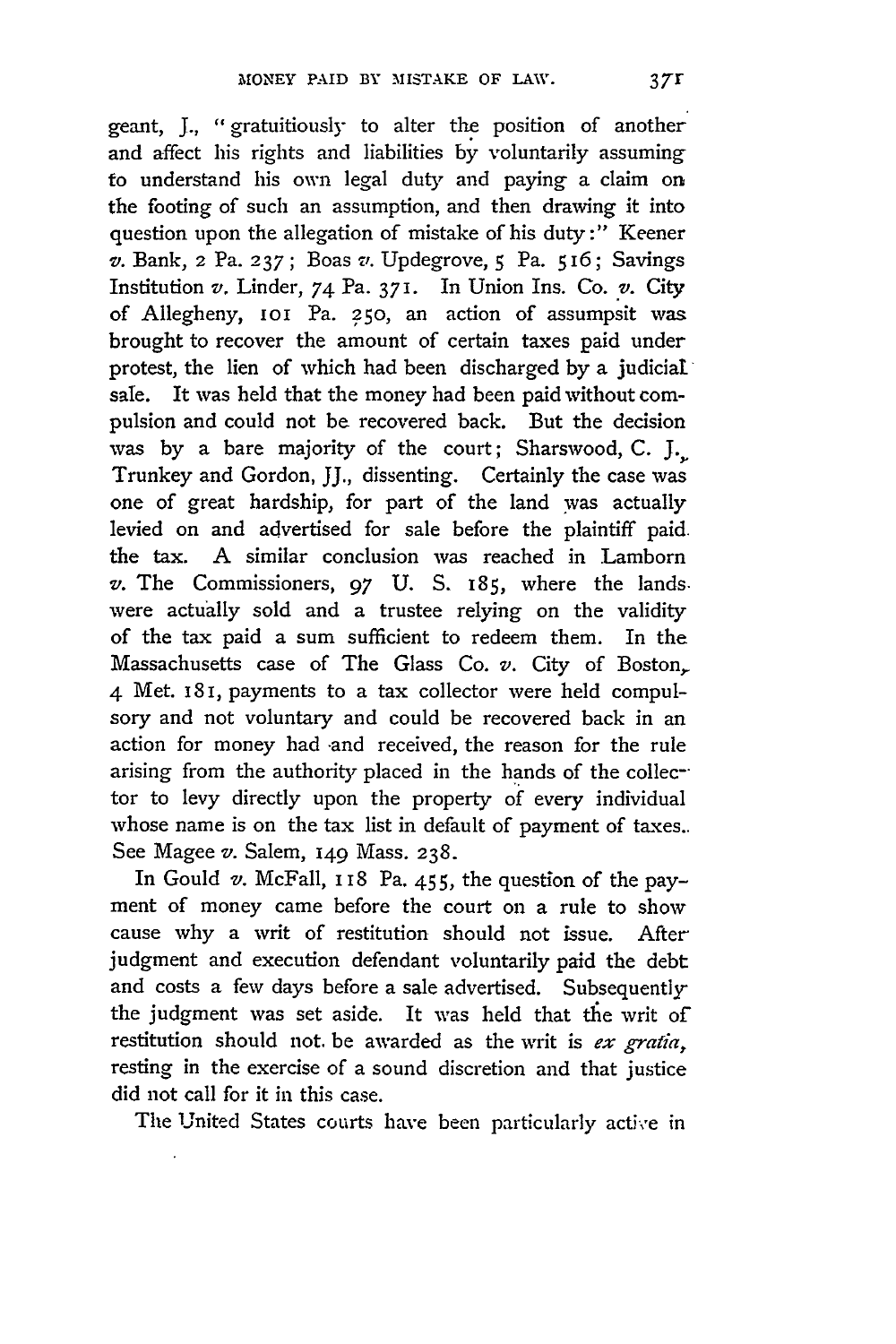geant, J., "gratuitously to alter the position of another and affect his rights and liabilities by voluntarily assuming to understand his own legal duty and paying a claim on the footing of such an assumption, and then drawing it into question upon the allegation of mistake of his duty:" Keener *v.* Bank, 2 Pa. 237; Boas *v.* Updegrove, 5 Pa. 516; Savings Institution *v.* Linder, 74 Pa. 371. In Union Ins. Co. *v.* City of Allegheny, 101 Pa. 250, an action of assumpsit was brought to recover the amount of certain taxes paid under protest, the lien of which had been discharged by a judicial sale. It was held that the money had been paid without compulsion and could not be recovered back. But the decision was by a bare majority of the court; Sharswood, C. J., Trunkey and Gordon, JJ., dissenting. Certainly the case was one of great hardship, for part of the land was actually levied on and advertised for sale before the plaintiff paid the tax. A similar conclusion was reached in Lamborn *v.* The Commissioners, 97 U. S. 185, where the lands were actually sold and a trustee relying on the validity of the tax paid a sum sufficient to redeem them. In the Massachusetts case of The Glass Co. *v.* City of Boston, 4 Met. 181, payments to a tax collector were held compulsory and not voluntary and could be recovered back in an action for money had and received, the reason for the rule arising from the authority placed in the hands of the collector to levy directly upon the property of every individual whose name is on the tax list in default of payment of taxes. See Magee *v.* Salem, 149 Mass. 238.

In Gould *v.* McFall, 118 Pa. 455, the question of the payment of money came before the court on a rule to show cause why a writ of restitution should not issue. After judgment and execution defendant voluntarily paid the debt and costs a few days before a sale advertised. Subsequently the judgment was set aside. It was held that the writ of restitution should not be awarded as the writ is *ex gratia*, resting in the exercise of a sound discretion and that justice did not call for it in this case.

The United States courts have been particularly active in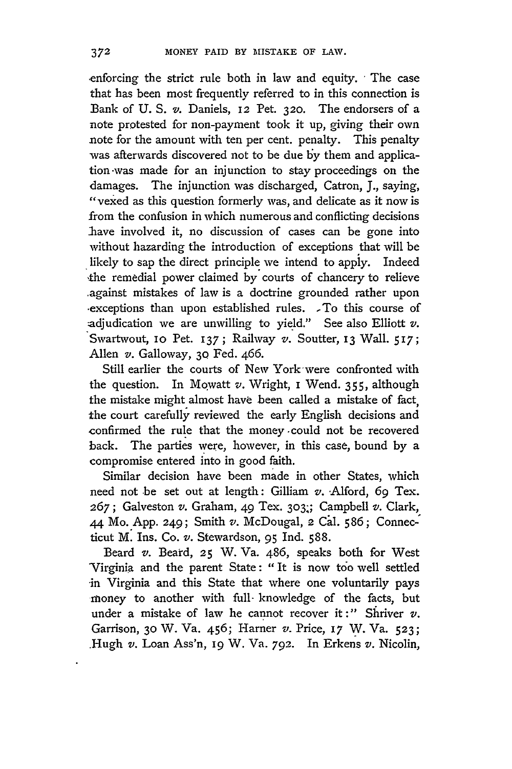enforcing the strict rule both in law and equity. The case that has been most frequently referred to in this connection is Bank of U. S. *v.* Daniels, 12 Pet. 320. The endorsers of a note protested for non-payment took it up, giving their own note for the amount with ten per cent. penalty. This penalty was afterwards discovered not to be due by them and application was made for an injunction to stay proceedings on the damages. The injunction was discharged, Catron, J., saying, "vexed as this question formerly was, and delicate as it now is from the confusion in which numerous and conflicting decisions have involved it, no discussion of cases can be gone into without hazarding the introduction of exceptions that will be likely to sap the direct principle we intend to apply. Indeed the remedial power claimed by courts of chancery to relieve against mistakes of law is a doctrine grounded rather upon exceptions than upon established rules. To this course of adjudication we are unwilling to yield." See also Elliott *v.* Swartwout, 10 Pet. 137; Railway *v.* Soutter, 13 Wall. 517; Allen *v.* Galloway, 30 Fed. 466.

Still earlier the courts of New York were confronted with the question. In Mowatt *v.* Wright, 1 Wend. 355, although the mistake might almost have been called a mistake of fact, the court carefully reviewed the early English decisions and confirmed the rule that the money could not be recovered back. The parties were, however, in this case, bound by a compromise entered into in good faith.

Similar decision have been made in other States, which need not be set out at length: Gilliam *v.* Alford, 69 Tex. 267; Galveston *v.* Graham, 49 Tex. 303; Campbell *v.* Clark, 44 Mo. App. 249; Smith *v.* McDougal, 2 Cal. 586; Connecticut M. Ins. Co. *v.* Stewardson, 95 Ind. 588.

Beard *v.* Beard, 25 W. Va. 486, speaks both for West Virginia and the parent State: "It is now too well settled in Virginia and this State that where one voluntarily pays money to another with full knowledge of the facts, but under a mistake of law he cannot recover it:" Shriver *v.* Garrison, 30 W. Va. 456; Harner *v.* Price, 17 W. Va. 523; Hugh *v.* Loan Ass'n, 19 W. Va. 792. In Erkens *v.* Nicolin,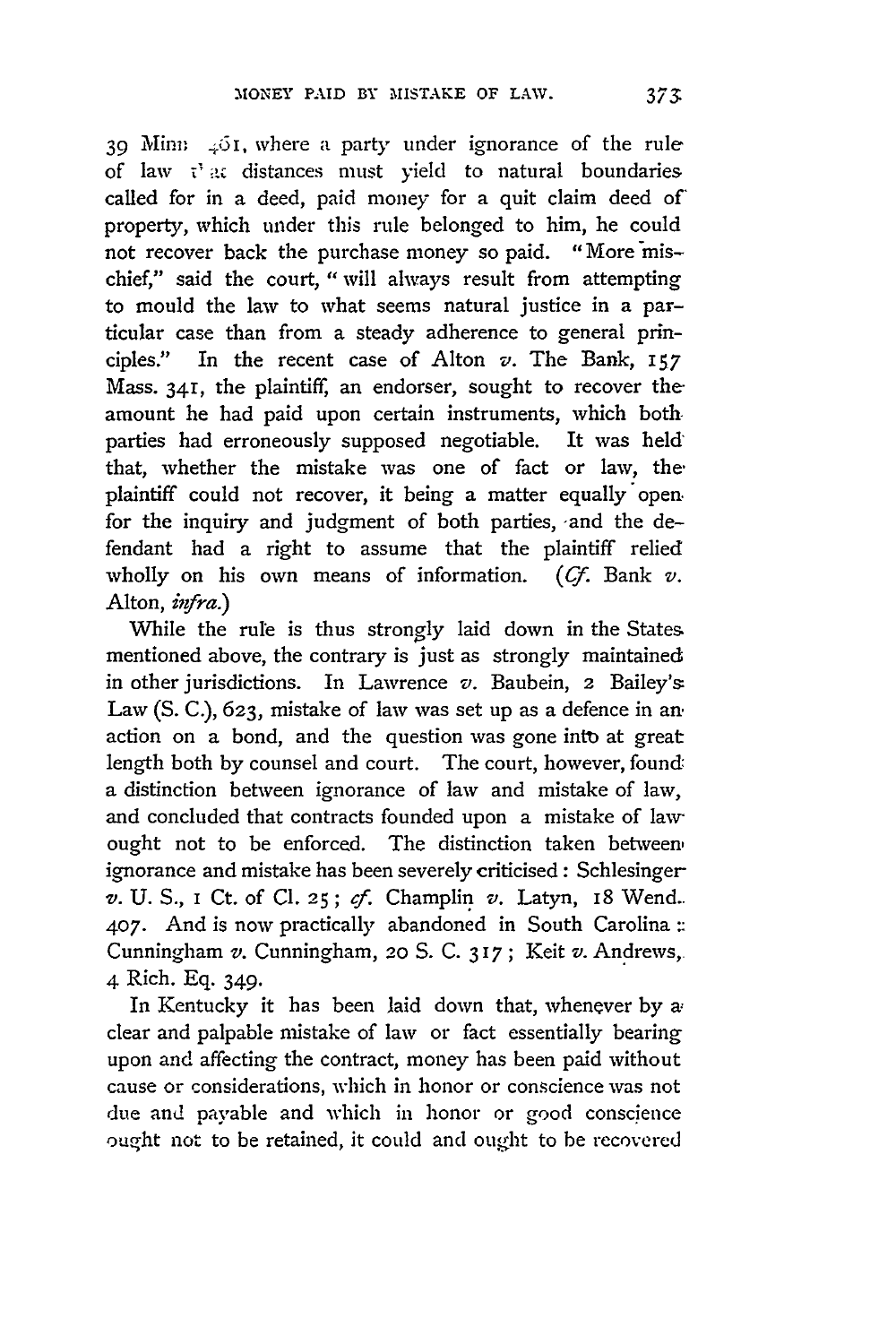39 Minn. 461, where a party under ignorance of the rule of law that distances must yield to natural boundaries called for in a deed, paid money for a quit claim deed of property, which under this rule belonged to him, he could not recover back the purchase money so paid. "More mischief," said the court, "will always result from attempting to mould the law to what seems natural justice in a particular case than from a steady adherence to general principles." In the recent case of Alton *v.* The Bank, 157 Mass. 341, the plaintiff, an endorser, sought to recover the amount he had paid upon certain instruments, which both parties had erroneously supposed negotiable. It was held that, whether the mistake was one of fact or law, the plaintiff could not recover, it being a matter equally open for the inquiry and judgment of both parties, and the defendant had a right to assume that the plaintiff relied wholly on his own means of information. (*Cf.* Bank *v.* Alton, *infra.*)

While the rule is thus strongly laid down in the States mentioned above, the contrary is just as strongly maintained in other jurisdictions. In Lawrence *v.* Baubein, 2 Bailey's Law (S. C.), 623, mistake of law was set up as a defence in an action on a bond, and the question was gone into at great length both by counsel and court. The court, however, found a distinction between ignorance of law and mistake of law, and concluded that contracts founded upon a mistake of law ought not to be enforced. The distinction taken between ignorance and mistake has been severely criticised: Schlesinger *v.* U. S., 1 Ct. of Cl. 25; *cf.* Champlin *v.* Latyn, 18 Wend. 407. And is now practically abandoned in South Carolina: Cunningham *v.* Cunningham, 20 S. C. 317; Keit *v.* Andrews, 4 Rich. Eq. 349.

In Kentucky it has been laid down that, whenever by a clear and palpable mistake of law or fact essentially bearing upon and affecting the contract, money has been paid without cause or considerations, which in honor or conscience was not due and payable and which in honor or good conscience ought not to be retained, it could and ought to be recovered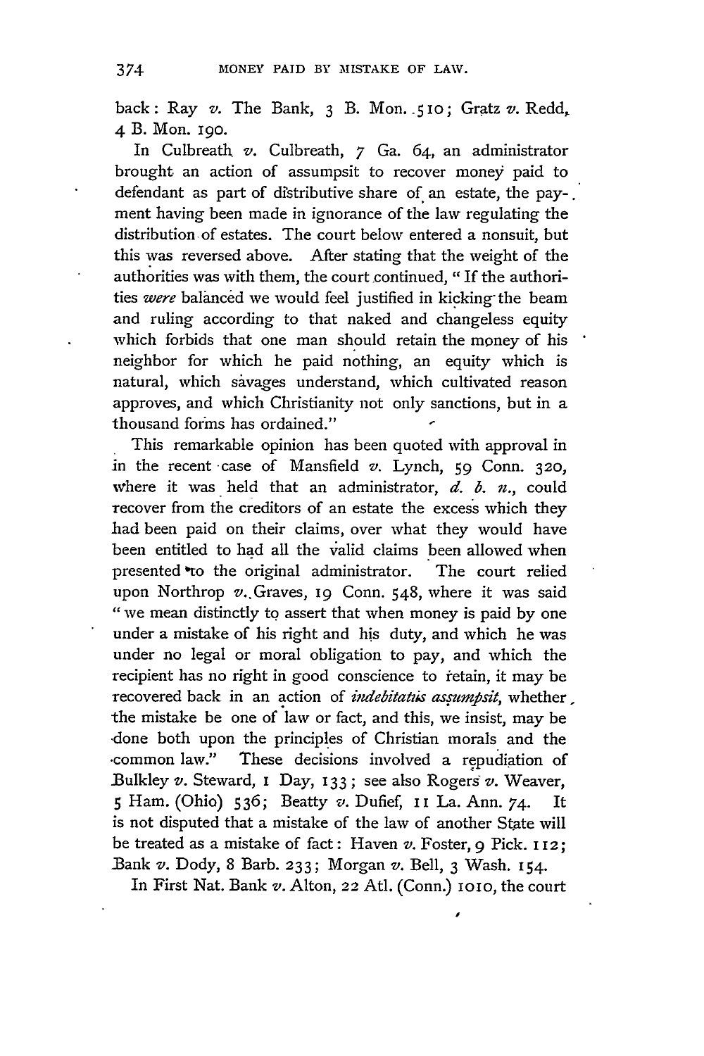back: Ray *v.* The Bank, 3 B. Mon. 510; Gratz *v.* Redd, 4 B. Mon. 190.

In Culbreath *v.* Culbreath, 7 Ga. 64, an administrator brought an action of assumpsit to recover money paid to defendant as part of distributive share of an estate, the payment having been made in ignorance of the law regulating the distribution of estates. The court below entered a nonsuit, but this was reversed above. After stating that the weight of the authorities was with them, the court continued, "If the authorities *were* balanced we would feel justified in kicking the beam and ruling according to that naked and changeless equity which forbids that one man should retain the money of his neighbor for which he paid nothing, an equity which is natural, which savages understand, which cultivated reason approves, and which Christianity not only sanctions, but in a thousand forms has ordained."

This remarkable opinion has been quoted with approval in in the recent case of Mansfield *v.* Lynch, 59 Conn. 320, where it was held that an administrator, *d. b. n.*, could recover from the creditors of an estate the excess which they had been paid on their claims, over what they would have been entitled to had all the valid claims been allowed when presented to the original administrator. The court relied upon Northrop *v.* Graves, 19 Conn. 548, where it was said "we mean distinctly to assert that when money is paid by one under a mistake of his right and his duty, and which he was under no legal or moral obligation to pay, and which the recipient has no right in good conscience to retain, it may be recovered back in an action of *indebitatus assumpsit*, whether the mistake be one of law or fact, and this, we insist, may be done both upon the principles of Christian morals and the common law." These decisions involved a repudiation of Bulkley *v.* Steward, 1 Day, 133; see also Rogers *v.* Weaver, 5 Ham. (Ohio) 536; Beatty *v.* Dufief, 11 La. Ann. 74. It is not disputed that a mistake of the law of another State will be treated as a mistake of fact: Haven *v.* Foster, 9 Pick. 112; Bank *v.* Dody, 8 Barb. 233; Morgan *v.* Bell, 3 Wash. 154.

In First Nat. Bank *v.* Alton, 22 Atl. (Conn.) 1010, the court